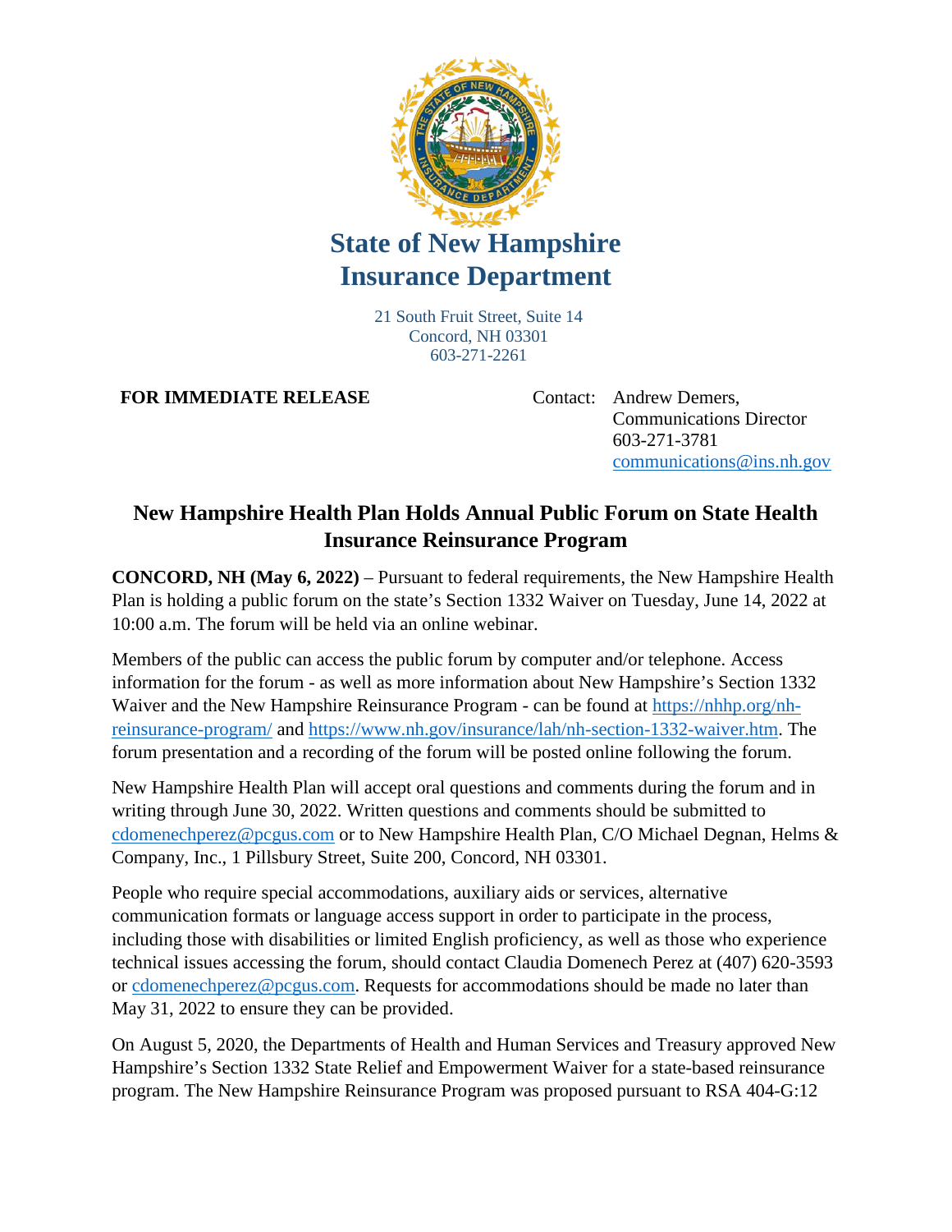# State of New Hampshire Insurance Department

21 South Fruit Street, Suite 14
Concord, NH 03301
603-271-2261

**FOR IMMEDIATE RELEASE**

Contact: Andrew Demers,
Communications Director
603-271-3781
communications@ins.nh.gov

## New Hampshire Health Plan Holds Annual Public Forum on State Health Insurance Reinsurance Program

**CONCORD, NH (May 6, 2022)** – Pursuant to federal requirements, the New Hampshire Health Plan is holding a public forum on the state's Section 1332 Waiver on Tuesday, June 14, 2022 at 10:00 a.m. The forum will be held via an online webinar.

Members of the public can access the public forum by computer and/or telephone. Access information for the forum - as well as more information about New Hampshire's Section 1332 Waiver and the New Hampshire Reinsurance Program - can be found at https://nhhp.org/nh-reinsurance-program/ and https://www.nh.gov/insurance/lah/nh-section-1332-waiver.htm. The forum presentation and a recording of the forum will be posted online following the forum.

New Hampshire Health Plan will accept oral questions and comments during the forum and in writing through June 30, 2022. Written questions and comments should be submitted to cdomenechperez@pcgus.com or to New Hampshire Health Plan, C/O Michael Degnan, Helms & Company, Inc., 1 Pillsbury Street, Suite 200, Concord, NH 03301.

People who require special accommodations, auxiliary aids or services, alternative communication formats or language access support in order to participate in the process, including those with disabilities or limited English proficiency, as well as those who experience technical issues accessing the forum, should contact Claudia Domenech Perez at (407) 620-3593 or cdomenechperez@pcgus.com. Requests for accommodations should be made no later than May 31, 2022 to ensure they can be provided.

On August 5, 2020, the Departments of Health and Human Services and Treasury approved New Hampshire's Section 1332 State Relief and Empowerment Waiver for a state-based reinsurance program. The New Hampshire Reinsurance Program was proposed pursuant to RSA 404-G:12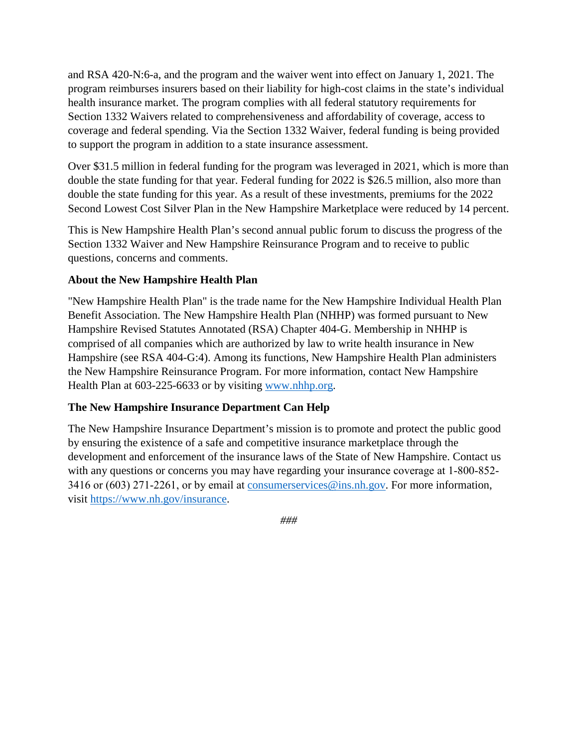and RSA 420-N:6-a, and the program and the waiver went into effect on January 1, 2021. The program reimburses insurers based on their liability for high-cost claims in the state's individual health insurance market. The program complies with all federal statutory requirements for Section 1332 Waivers related to comprehensiveness and affordability of coverage, access to coverage and federal spending. Via the Section 1332 Waiver, federal funding is being provided to support the program in addition to a state insurance assessment.

Over $31.5 million in federal funding for the program was leveraged in 2021, which is more than double the state funding for that year. Federal funding for 2022 is $26.5 million, also more than double the state funding for this year. As a result of these investments, premiums for the 2022 Second Lowest Cost Silver Plan in the New Hampshire Marketplace were reduced by 14 percent.

This is New Hampshire Health Plan's second annual public forum to discuss the progress of the Section 1332 Waiver and New Hampshire Reinsurance Program and to receive to public questions, concerns and comments.

**About the New Hampshire Health Plan**

"New Hampshire Health Plan" is the trade name for the New Hampshire Individual Health Plan Benefit Association. The New Hampshire Health Plan (NHHP) was formed pursuant to New Hampshire Revised Statutes Annotated (RSA) Chapter 404-G. Membership in NHHP is comprised of all companies which are authorized by law to write health insurance in New Hampshire (see RSA 404-G:4). Among its functions, New Hampshire Health Plan administers the New Hampshire Reinsurance Program. For more information, contact New Hampshire Health Plan at 603-225-6633 or by visiting [www.nhhp.org](http://www.nhhp.org).

**The New Hampshire Insurance Department Can Help**

The New Hampshire Insurance Department's mission is to promote and protect the public good by ensuring the existence of a safe and competitive insurance marketplace through the development and enforcement of the insurance laws of the State of New Hampshire. Contact us with any questions or concerns you may have regarding your insurance coverage at 1-800-852-3416 or (603) 271-2261, or by email at [consumerservices@ins.nh.gov](mailto:consumerservices@ins.nh.gov). For more information, visit [https://www.nh.gov/insurance](https://www.nh.gov/insurance).

###